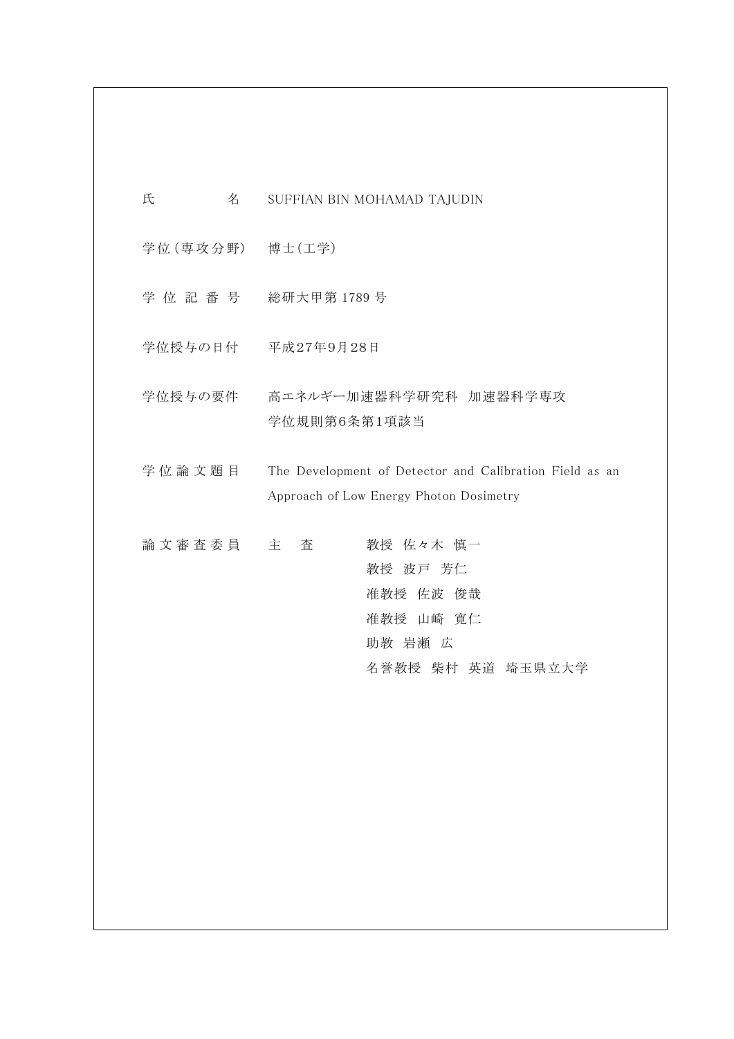| | | |
|---|---|---|
| 氏　　　　名 | SUFFIAN BIN MOHAMAD TAJUDIN | |
| 学位（専攻分野） | 博士(工学) | |
| 学 位 記 番 号 | 総研大甲第 1789 号 | |
| 学位授与の日付 | 平成27年9月28日 | |
| 学位授与の要件 | 高エネルギー加速器科学研究科　加速器科学専攻<br>学位規則第6条第1項該当 | |
| 学 位 論 文 題 目 | The Development of Detector and Calibration Field as an Approach of Low Energy Photon Dosimetry | |
| 論 文 審 査 委 員 | 主　査 | 教授　佐々木　慎一 |
| | | 教授　波戸　芳仁 |
| | | 准教授　佐波　俊哉 |
| | | 准教授　山崎　寛仁 |
| | | 助教　岩瀬　広 |
| | | 名誉教授　柴村　英道　埼玉県立大学 |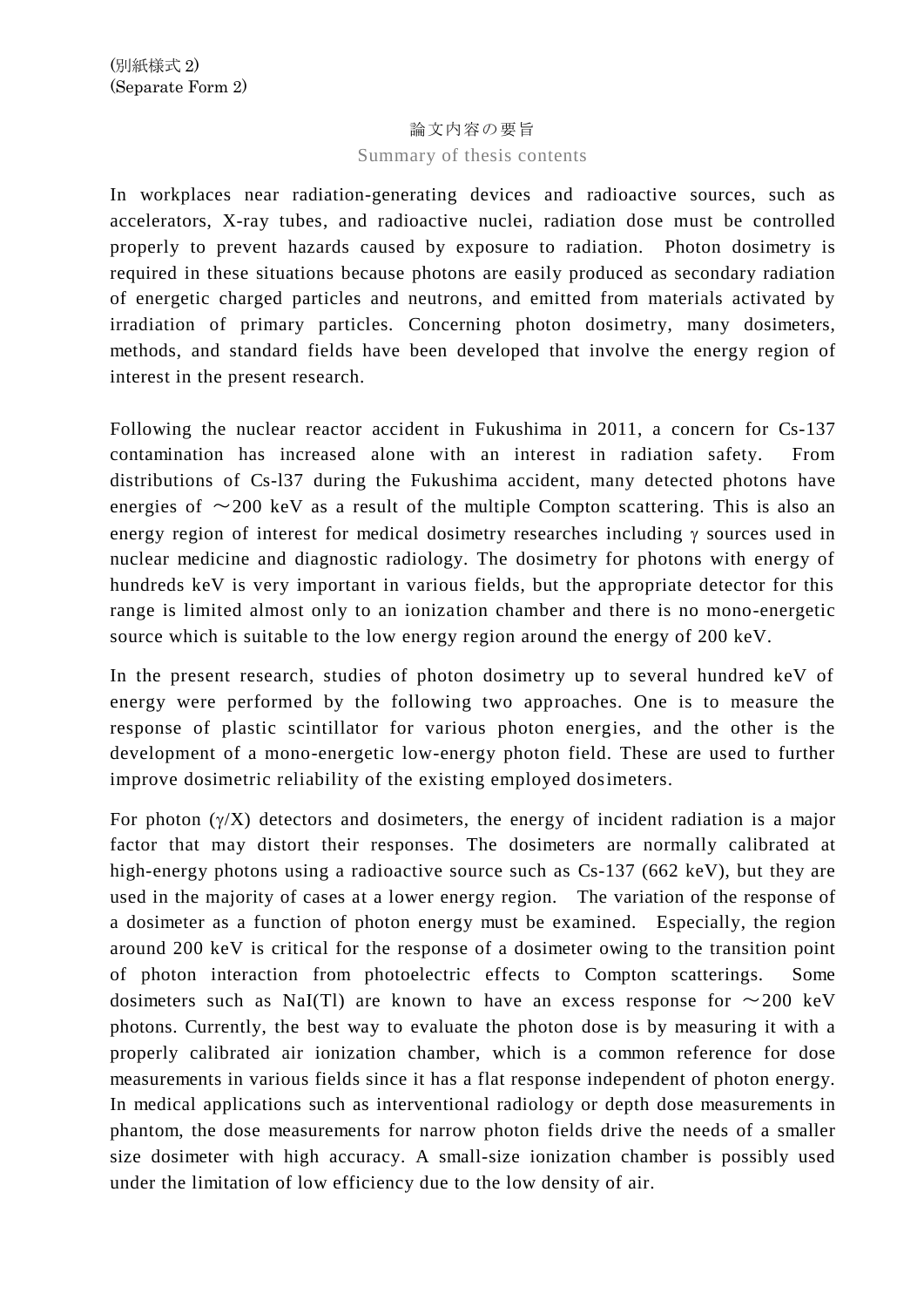(別紙様式 2)
(Separate Form 2)

# 論文内容の要旨

## Summary of thesis contents

In workplaces near radiation-generating devices and radioactive sources, such as accelerators, X-ray tubes, and radioactive nuclei, radiation dose must be controlled properly to prevent hazards caused by exposure to radiation. Photon dosimetry is required in these situations because photons are easily produced as secondary radiation of energetic charged particles and neutrons, and emitted from materials activated by irradiation of primary particles. Concerning photon dosimetry, many dosimeters, methods, and standard fields have been developed that involve the energy region of interest in the present research.

Following the nuclear reactor accident in Fukushima in 2011, a concern for Cs-137 contamination has increased alone with an interest in radiation safety. From distributions of Cs-l37 during the Fukushima accident, many detected photons have energies of ～200 keV as a result of the multiple Compton scattering. This is also an energy region of interest for medical dosimetry researches including $\gamma$ sources used in nuclear medicine and diagnostic radiology. The dosimetry for photons with energy of hundreds keV is very important in various fields, but the appropriate detector for this range is limited almost only to an ionization chamber and there is no mono-energetic source which is suitable to the low energy region around the energy of 200 keV.

In the present research, studies of photon dosimetry up to several hundred keV of energy were performed by the following two approaches. One is to measure the response of plastic scintillator for various photon energies, and the other is the development of a mono-energetic low-energy photon field. These are used to further improve dosimetric reliability of the existing employed dosimeters.

For photon ($\gamma$/X) detectors and dosimeters, the energy of incident radiation is a major factor that may distort their responses. The dosimeters are normally calibrated at high-energy photons using a radioactive source such as Cs-137 (662 keV), but they are used in the majority of cases at a lower energy region. The variation of the response of a dosimeter as a function of photon energy must be examined. Especially, the region around 200 keV is critical for the response of a dosimeter owing to the transition point of photon interaction from photoelectric effects to Compton scatterings. Some dosimeters such as NaI(Tl) are known to have an excess response for ～200 keV photons. Currently, the best way to evaluate the photon dose is by measuring it with a properly calibrated air ionization chamber, which is a common reference for dose measurements in various fields since it has a flat response independent of photon energy. In medical applications such as interventional radiology or depth dose measurements in phantom, the dose measurements for narrow photon fields drive the needs of a smaller size dosimeter with high accuracy. A small-size ionization chamber is possibly used under the limitation of low efficiency due to the low density of air.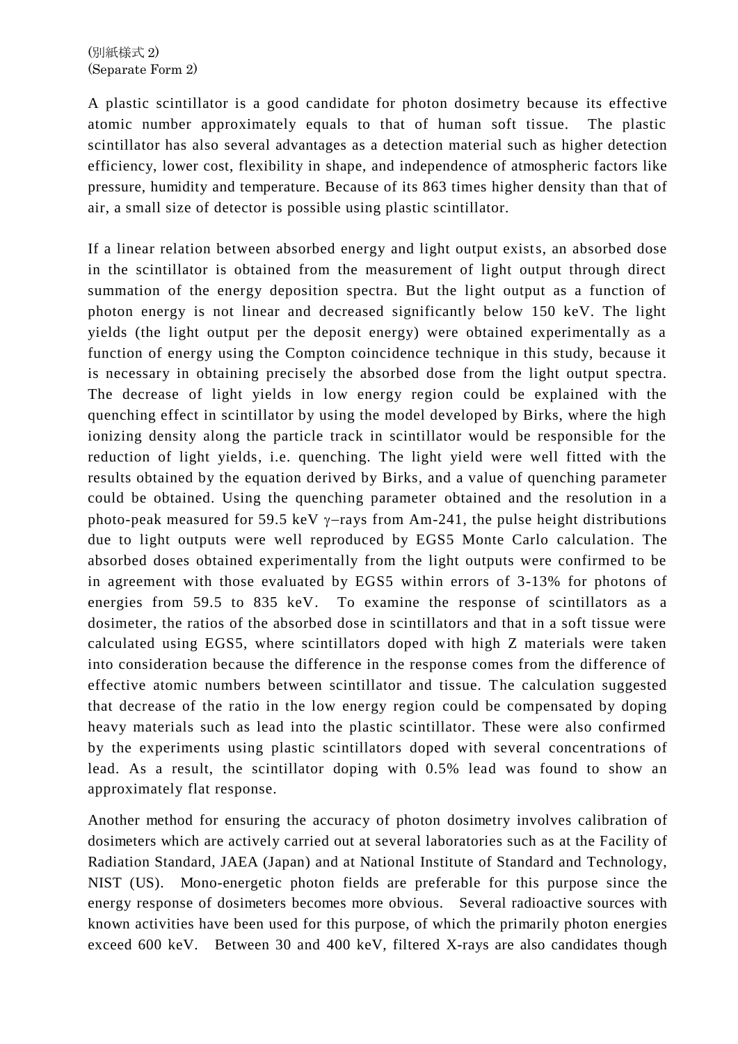(別紙様式 2)
(Separate Form 2)

A plastic scintillator is a good candidate for photon dosimetry because its effective atomic number approximately equals to that of human soft tissue. The plastic scintillator has also several advantages as a detection material such as higher detection efficiency, lower cost, flexibility in shape, and independence of atmospheric factors like pressure, humidity and temperature. Because of its 863 times higher density than that of air, a small size of detector is possible using plastic scintillator.

If a linear relation between absorbed energy and light output exists, an absorbed dose in the scintillator is obtained from the measurement of light output through direct summation of the energy deposition spectra. But the light output as a function of photon energy is not linear and decreased significantly below 150 keV. The light yields (the light output per the deposit energy) were obtained experimentally as a function of energy using the Compton coincidence technique in this study, because it is necessary in obtaining precisely the absorbed dose from the light output spectra. The decrease of light yields in low energy region could be explained with the quenching effect in scintillator by using the model developed by Birks, where the high ionizing density along the particle track in scintillator would be responsible for the reduction of light yields, i.e. quenching. The light yield were well fitted with the results obtained by the equation derived by Birks, and a value of quenching parameter could be obtained. Using the quenching parameter obtained and the resolution in a photo-peak measured for 59.5 keV $\gamma$–rays from Am-241, the pulse height distributions due to light outputs were well reproduced by EGS5 Monte Carlo calculation. The absorbed doses obtained experimentally from the light outputs were confirmed to be in agreement with those evaluated by EGS5 within errors of 3-13% for photons of energies from 59.5 to 835 keV. To examine the response of scintillators as a dosimeter, the ratios of the absorbed dose in scintillators and that in a soft tissue were calculated using EGS5, where scintillators doped with high Z materials were taken into consideration because the difference in the response comes from the difference of effective atomic numbers between scintillator and tissue. The calculation suggested that decrease of the ratio in the low energy region could be compensated by doping heavy materials such as lead into the plastic scintillator. These were also confirmed by the experiments using plastic scintillators doped with several concentrations of lead. As a result, the scintillator doping with 0.5% lead was found to show an approximately flat response.

Another method for ensuring the accuracy of photon dosimetry involves calibration of dosimeters which are actively carried out at several laboratories such as at the Facility of Radiation Standard, JAEA (Japan) and at National Institute of Standard and Technology, NIST (US). Mono-energetic photon fields are preferable for this purpose since the energy response of dosimeters becomes more obvious. Several radioactive sources with known activities have been used for this purpose, of which the primarily photon energies exceed 600 keV. Between 30 and 400 keV, filtered X-rays are also candidates though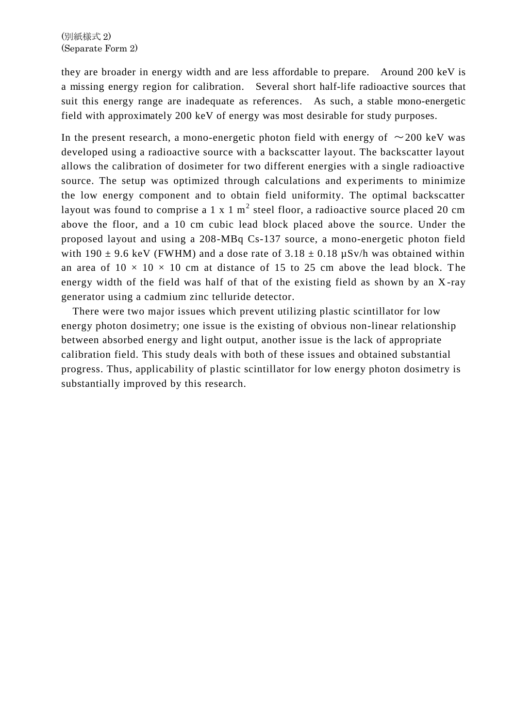they are broader in energy width and are less affordable to prepare. Around 200 keV is a missing energy region for calibration. Several short half-life radioactive sources that suit this energy range are inadequate as references. As such, a stable mono-energetic field with approximately 200 keV of energy was most desirable for study purposes.

In the present research, a mono-energetic photon field with energy of ～200 keV was developed using a radioactive source with a backscatter layout. The backscatter layout allows the calibration of dosimeter for two different energies with a single radioactive source. The setup was optimized through calculations and experiments to minimize the low energy component and to obtain field uniformity. The optimal backscatter layout was found to comprise a 1 x 1 $m^2$ steel floor, a radioactive source placed 20 cm above the floor, and a 10 cm cubic lead block placed above the source. Under the proposed layout and using a 208-MBq Cs-137 source, a mono-energetic photon field with 190 ± 9.6 keV (FWHM) and a dose rate of 3.18 ± 0.18 μSv/h was obtained within an area of 10 × 10 × 10 cm at distance of 15 to 25 cm above the lead block. The energy width of the field was half of that of the existing field as shown by an X-ray generator using a cadmium zinc telluride detector.

There were two major issues which prevent utilizing plastic scintillator for low energy photon dosimetry; one issue is the existing of obvious non-linear relationship between absorbed energy and light output, another issue is the lack of appropriate calibration field. This study deals with both of these issues and obtained substantial progress. Thus, applicability of plastic scintillator for low energy photon dosimetry is substantially improved by this research.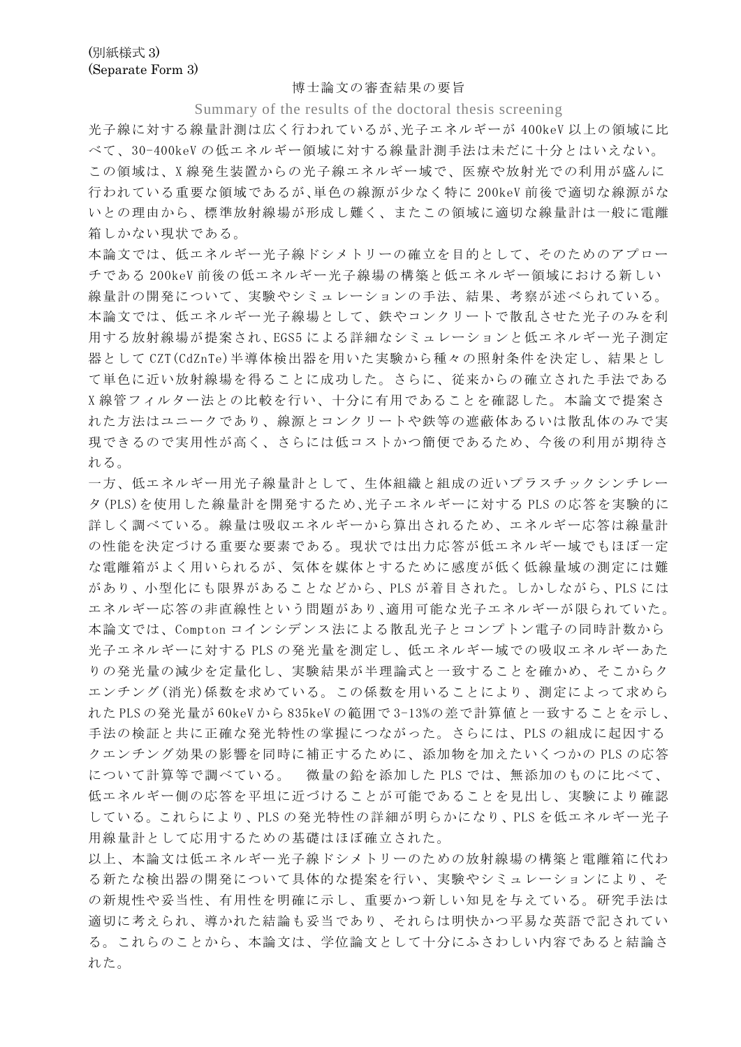(別紙様式 3)
(Separate Form 3)

# 博士論文の審査結果の要旨

Summary of the results of the doctoral thesis screening

光子線に対する線量計測は広く行われているが､光子エネルギーが 400keV 以上の領域に比べて、30-400keV の低エネルギー領域に対する線量計測手法は未だに十分とはいえない。この領域は、X 線発生装置からの光子線エネルギー域で、医療や放射光での利用が盛んに行われている重要な領域であるが､単色の線源が少なく特に 200keV 前後で適切な線源がないとの理由から、標準放射線場が形成し難く、またこの領域に適切な線量計は一般に電離箱しかない現状である。

本論文では、低エネルギー光子線ドシメトリーの確立を目的として、そのためのアプローチである 200keV 前後の低エネルギー光子線場の構築と低エネルギー領域における新しい線量計の開発について、実験やシミュレーションの手法、結果、考察が述べられている。

本論文では、低エネルギー光子線場として、鉄やコンクリートで散乱させた光子のみを利用する放射線場が提案され､EGS5 による詳細なシミュレーションと低エネルギー光子測定器として CZT(CdZnTe)半導体検出器を用いた実験から種々の照射条件を決定し、結果として単色に近い放射線場を得ることに成功した。さらに、従来からの確立された手法である X 線管フィルター法との比較を行い、十分に有用であることを確認した。本論文で提案された方法はユニークであり、線源とコンクリートや鉄等の遮蔽体あるいは散乱体のみで実現できるので実用性が高く、さらには低コストかつ簡便であるため、今後の利用が期待される。

一方、低エネルギー用光子線量計として、生体組織と組成の近いプラスチックシンチレータ(PLS)を使用した線量計を開発するため､光子エネルギーに対する PLS の応答を実験的に詳しく調べている。線量は吸収エネルギーから算出されるため、エネルギー応答は線量計の性能を決定づける重要な要素である。現状では出力応答が低エネルギー域でもほぼ一定な電離箱がよく用いられるが、気体を媒体とするために感度が低く低線量域の測定には難があり、小型化にも限界があることなどから、PLS が着目された。しかしながら、PLS にはエネルギー応答の非直線性という問題があり､適用可能な光子エネルギーが限られていた。本論文では、Compton コインシデンス法による散乱光子とコンプトン電子の同時計数から光子エネルギーに対する PLS の発光量を測定し、低エネルギー域での吸収エネルギーあたりの発光量の減少を定量化し、実験結果が半理論式と一致することを確かめ、そこからクエンチング(消光)係数を求めている。この係数を用いることにより、測定によって求められた PLS の発光量が 60keV から 835keV の範囲で 3-13%の差で計算値と一致することを示し、手法の検証と共に正確な発光特性の掌握につながった。さらには、PLS の組成に起因するクエンチング効果の影響を同時に補正するために、添加物を加えたいくつかの PLS の応答について計算等で調べている。　微量の鉛を添加した PLS では、無添加のものに比べて、低エネルギー側の応答を平坦に近づけることが可能であることを見出し、実験により確認している。これらにより､PLS の発光特性の詳細が明らかになり､PLS を低エネルギー光子用線量計として応用するための基礎はほぼ確立された。

以上、本論文は低エネルギー光子線ドシメトリーのための放射線場の構築と電離箱に代わる新たな検出器の開発について具体的な提案を行い、実験やシミュレーションにより、その新規性や妥当性、有用性を明確に示し、重要かつ新しい知見を与えている。研究手法は適切に考えられ、導かれた結論も妥当であり、それらは明快かつ平易な英語で記されている。これらのことから、本論文は、学位論文として十分にふさわしい内容であると結論された。